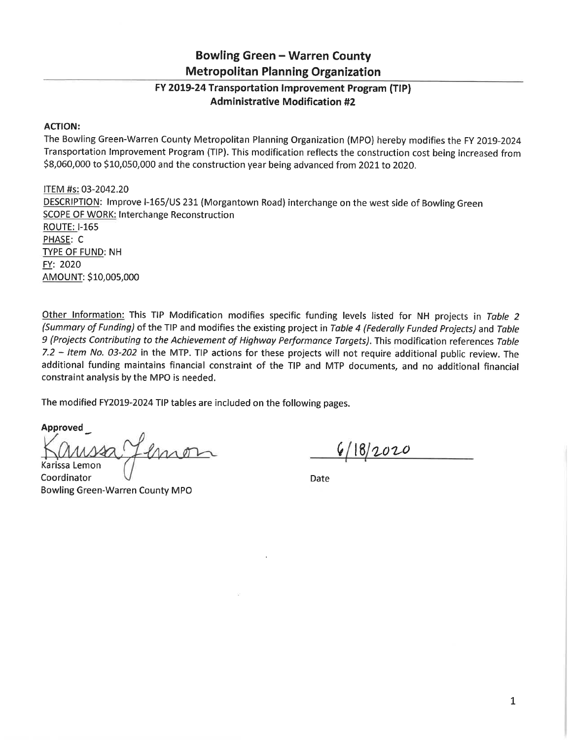# Bowling Green – Warren County Metropolitan Planning Organization

## FY 2019-24 Transportation Improvement Program (TIP) Administrative Modification #2

**ACTION:**

The Bowling Green-Warren County Metropolitan Planning Organization (MPO) hereby modifies the FY 2019-2024 Transportation Improvement Program (TIP). This modification reflects the construction cost being increased from $8,060,000 to $10,050,000 and the construction year being advanced from 2021 to 2020.

ITEM #s: 03-2042.20
DESCRIPTION: Improve I-165/US 231 (Morgantown Road) interchange on the west side of Bowling Green
SCOPE OF WORK: Interchange Reconstruction
ROUTE: I-165
PHASE: C
TYPE OF FUND: NH
FY: 2020
AMOUNT: $10,005,000

Other Information: This TIP Modification modifies specific funding levels listed for NH projects in *Table 2 (Summary of Funding)* of the TIP and modifies the existing project in *Table 4 (Federally Funded Projects)* and *Table 9 (Projects Contributing to the Achievement of Highway Performance Targets)*. This modification references *Table 7.2 – Item No. 03-202* in the MTP. TIP actions for these projects will not require additional public review. The additional funding maintains financial constraint of the TIP and MTP documents, and no additional financial constraint analysis by the MPO is needed.

The modified FY2019-2024 TIP tables are included on the following pages.

**Approved**

Karissa Lemon
Coordinator
Bowling Green-Warren County MPO

6/18/2020
Date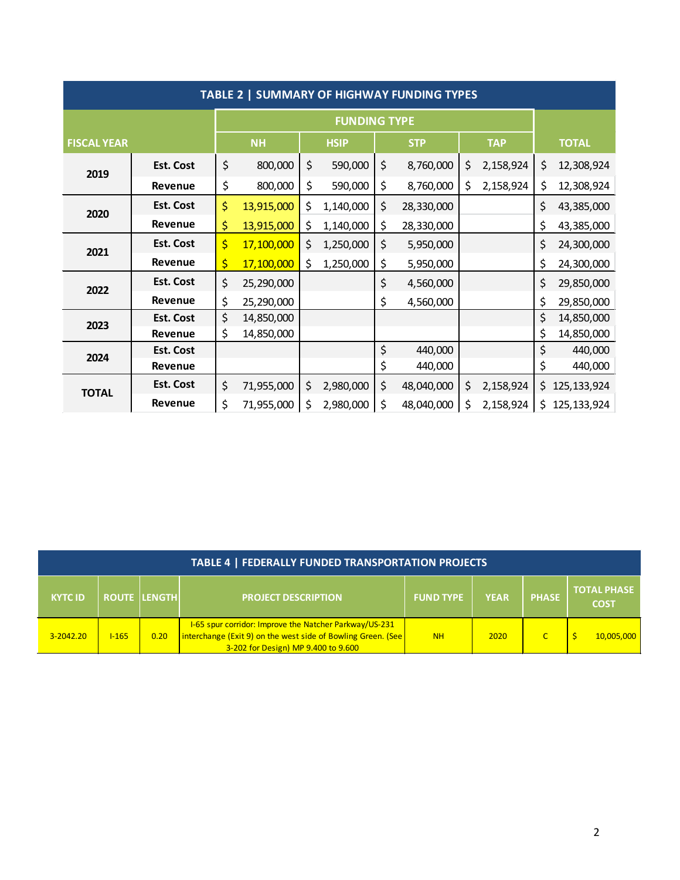**TABLE 2 | SUMMARY OF HIGHWAY FUNDING TYPES**

| FISCAL YEAR | | FUNDING TYPE | | | | TOTAL |
|---|---|---|---|---|---|---|
| | | NH | HSIP | STP | TAP | |
| 2019 | Est. Cost | $ 800,000 | $ 590,000 | $ 8,760,000 | $ 2,158,924 | $ 12,308,924 |
| | Revenue | $ 800,000 | $ 590,000 | $ 8,760,000 | $ 2,158,924 | $ 12,308,924 |
| 2020 | Est. Cost | $ 13,915,000 | $ 1,140,000 | $ 28,330,000 | | $ 43,385,000 |
| | Revenue | $ 13,915,000 | $ 1,140,000 | $ 28,330,000 | | $ 43,385,000 |
| 2021 | Est. Cost | $ 17,100,000 | $ 1,250,000 | $ 5,950,000 | | $ 24,300,000 |
| | Revenue | $ 17,100,000 | $ 1,250,000 | $ 5,950,000 | | $ 24,300,000 |
| 2022 | Est. Cost | $ 25,290,000 | | $ 4,560,000 | | $ 29,850,000 |
| | Revenue | $ 25,290,000 | | $ 4,560,000 | | $ 29,850,000 |
| 2023 | Est. Cost | $ 14,850,000 | | | | $ 14,850,000 |
| | Revenue | $ 14,850,000 | | | | $ 14,850,000 |
| 2024 | Est. Cost | | | $ 440,000 | | $ 440,000 |
| | Revenue | | | $ 440,000 | | $ 440,000 |
| TOTAL | Est. Cost | $ 71,955,000 | $ 2,980,000 | $ 48,040,000 | $ 2,158,924 | $ 125,133,924 |
| | Revenue | $ 71,955,000 | $ 2,980,000 | $ 48,040,000 | $ 2,158,924 | $ 125,133,924 |

**TABLE 4 | FEDERALLY FUNDED TRANSPORTATION PROJECTS**

| KYTC ID | ROUTE | LENGTH | PROJECT DESCRIPTION | FUND TYPE | YEAR | PHASE | TOTAL PHASE COST |
|---|---|---|---|---|---|---|---|
| 3-2042.20 | I-165 | 0.20 | I-65 spur corridor: Improve the Natcher Parkway/US-231 interchange (Exit 9) on the west side of Bowling Green. (See 3-202 for Design) MP 9.400 to 9.600 | NH | 2020 | C | $ 10,005,000 |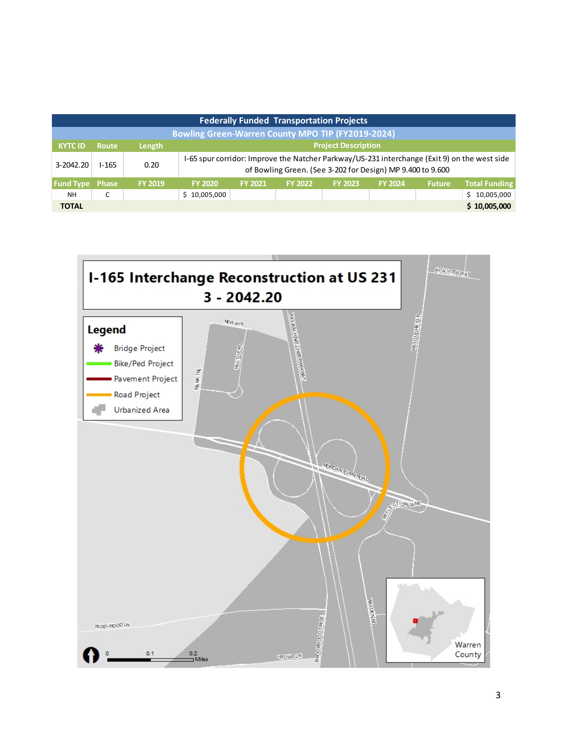| Federally Funded Transportation Projects | | | | | | | | | |
|---|---|---|---|---|---|---|---|---|---|
| Bowling Green-Warren County MPO TIP (FY2019-2024) | | | | | | | | | |
| KYTC ID | Route | Length | Project Description | | | | | | |
| 3-2042.20 | I-165 | 0.20 | I-65 spur corridor: Improve the Natcher Parkway/US-231 interchange (Exit 9) on the west side of Bowling Green. (See 3-202 for Design) MP 9.400 to 9.600 | | | | | | |
| Fund Type | Phase | FY 2019 | FY 2020 | FY 2021 | FY 2022 | FY 2023 | FY 2024 | Future | Total Funding |
| NH | C | | $ 10,005,000 | | | | | | $ 10,005,000 |
| **TOTAL** | | | | | | | | | **$ 10,005,000** |

# I-165 Interchange Reconstruction at US 231
## 3 - 2042.20

**Legend**

- Bridge Project
- Bike/Ped Project
- Pavement Project
- Road Project
- Urbanized Area

ALTA VISTA WAY, NEW AVE, HILLTOP RD, MARK TR, WILLIAM H NATCHER PARKWAY, WILLOUGHBY LN, MORGANTOWN ROAD, REFLECTION LANE, WALDEN RD, BROOKWOOD DRIVE, CROWS LN, RIDGEWOOD LN

0 0.1 0.2 Miles

Warren County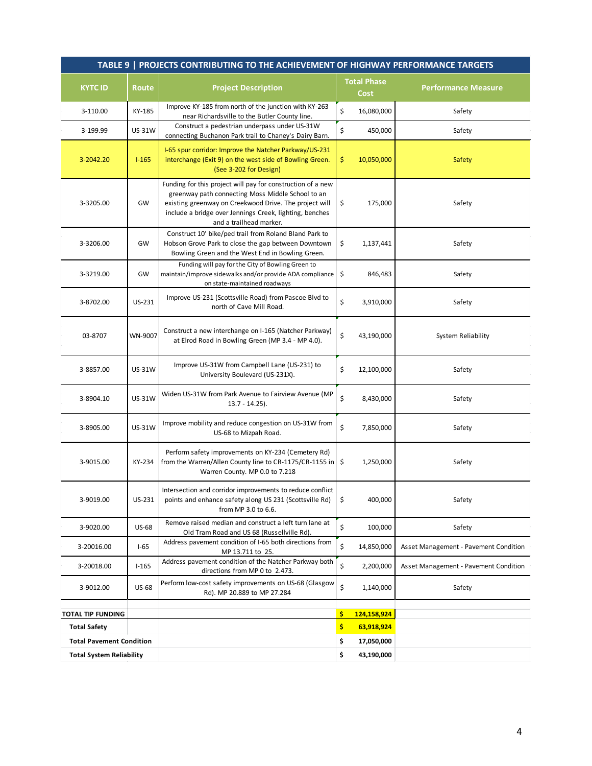| TABLE 9 \| PROJECTS CONTRIBUTING TO THE ACHIEVEMENT OF HIGHWAY PERFORMANCE TARGETS | | | | |
|---|---|---|---|---|
| **KYTC ID** | **Route** | **Project Description** | **Total Phase Cost** | **Performance Measure** |
| 3-110.00 | KY-185 | Improve KY-185 from north of the junction with KY-263 near Richardsville to the Butler County line. | $ 16,080,000 | Safety |
| 3-199.99 | US-31W | Construct a pedestrian underpass under US-31W connecting Buchanon Park trail to Chaney's Dairy Barn. | $ 450,000 | Safety |
| 3-2042.20 | I-165 | I-65 spur corridor: Improve the Natcher Parkway/US-231 interchange (Exit 9) on the west side of Bowling Green. (See 3-202 for Design) | $ 10,050,000 | Safety |
| 3-3205.00 | GW | Funding for this project will pay for construction of a new greenway path connecting Moss Middle School to an existing greenway on Creekwood Drive. The project will include a bridge over Jennings Creek, lighting, benches and a trailhead marker. | $ 175,000 | Safety |
| 3-3206.00 | GW | Construct 10' bike/ped trail from Roland Bland Park to Hobson Grove Park to close the gap between Downtown Bowling Green and the West End in Bowling Green. | $ 1,137,441 | Safety |
| 3-3219.00 | GW | Funding will pay for the City of Bowling Green to maintain/improve sidewalks and/or provide ADA compliance on state-maintained roadways | $ 846,483 | Safety |
| 3-8702.00 | US-231 | Improve US-231 (Scottsville Road) from Pascoe Blvd to north of Cave Mill Road. | $ 3,910,000 | Safety |
| 03-8707 | WN-9007 | Construct a new interchange on I-165 (Natcher Parkway) at Elrod Road in Bowling Green (MP 3.4 - MP 4.0). | $ 43,190,000 | System Reliability |
| 3-8857.00 | US-31W | Improve US-31W from Campbell Lane (US-231) to University Boulevard (US-231X). | $ 12,100,000 | Safety |
| 3-8904.10 | US-31W | Widen US-31W from Park Avenue to Fairview Avenue (MP 13.7 - 14.25). | $ 8,430,000 | Safety |
| 3-8905.00 | US-31W | Improve mobility and reduce congestion on US-31W from US-68 to Mizpah Road. | $ 7,850,000 | Safety |
| 3-9015.00 | KY-234 | Perform safety improvements on KY-234 (Cemetery Rd) from the Warren/Allen County line to CR-1175/CR-1155 in Warren County. MP 0.0 to 7.218 | $ 1,250,000 | Safety |
| 3-9019.00 | US-231 | Intersection and corridor improvements to reduce conflict points and enhance safety along US 231 (Scottsville Rd) from MP 3.0 to 6.6. | $ 400,000 | Safety |
| 3-9020.00 | US-68 | Remove raised median and construct a left turn lane at Old Tram Road and US 68 (Russellville Rd). | $ 100,000 | Safety |
| 3-20016.00 | I-65 | Address pavement condition of I-65 both directions from MP 13.711 to 25. | $ 14,850,000 | Asset Management - Pavement Condition |
| 3-20018.00 | I-165 | Address pavement condition of the Natcher Parkway both directions from MP 0 to 2.473. | $ 2,200,000 | Asset Management - Pavement Condition |
| 3-9012.00 | US-68 | Perform low-cost safety improvements on US-68 (Glasgow Rd). MP 20.889 to MP 27.284 | $ 1,140,000 | Safety |
| **TOTAL TIP FUNDING** | | | **$ 124,158,924** | |
| **Total Safety** | | | **$ 63,918,924** | |
| **Total Pavement Condition** | | | **$ 17,050,000** | |
| **Total System Reliability** | | | **$ 43,190,000** | |